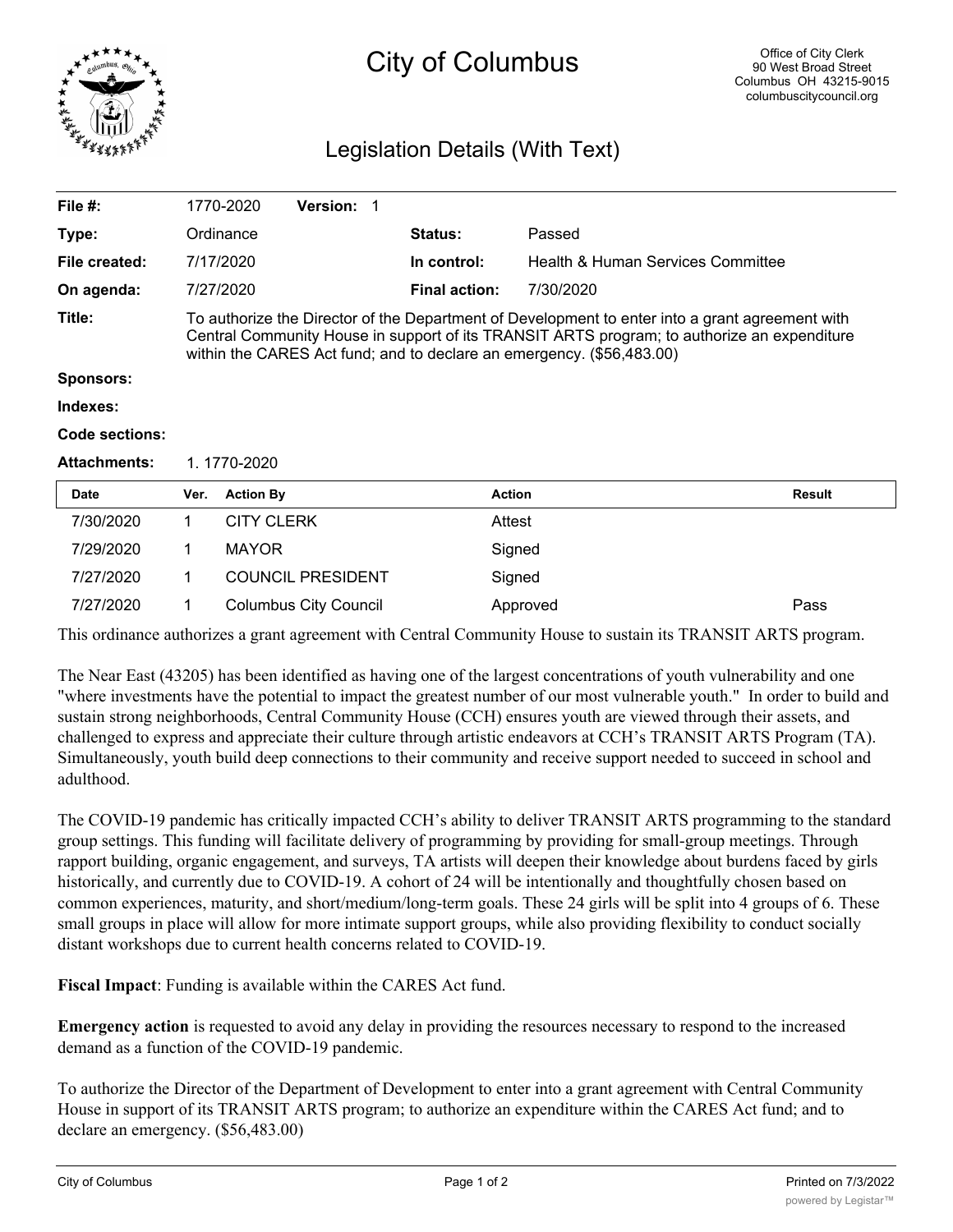# City of Columbus

Office of City Clerk
90 West Broad Street
Columbus OH 43215-9015
columbuscitycouncil.org

## Legislation Details (With Text)

| | | | |
|---|---|---|---|
| **File #:** | 1770-2020 **Version:** 1 | | |
| **Type:** | Ordinance | **Status:** | Passed |
| **File created:** | 7/17/2020 | **In control:** | Health & Human Services Committee |
| **On agenda:** | 7/27/2020 | **Final action:** | 7/30/2020 |
| **Title:** | To authorize the Director of the Department of Development to enter into a grant agreement with Central Community House in support of its TRANSIT ARTS program; to authorize an expenditure within the CARES Act fund; and to declare an emergency. ($56,483.00) | | |
| **Sponsors:** | | | |
| **Indexes:** | | | |
| **Code sections:** | | | |
| **Attachments:** | 1. 1770-2020 | | |

| Date | Ver. | Action By | Action | Result |
|---|---|---|---|---|
| 7/30/2020 | 1 | CITY CLERK | Attest | |
| 7/29/2020 | 1 | MAYOR | Signed | |
| 7/27/2020 | 1 | COUNCIL PRESIDENT | Signed | |
| 7/27/2020 | 1 | Columbus City Council | Approved | Pass |

This ordinance authorizes a grant agreement with Central Community House to sustain its TRANSIT ARTS program.

The Near East (43205) has been identified as having one of the largest concentrations of youth vulnerability and one "where investments have the potential to impact the greatest number of our most vulnerable youth." In order to build and sustain strong neighborhoods, Central Community House (CCH) ensures youth are viewed through their assets, and challenged to express and appreciate their culture through artistic endeavors at CCH's TRANSIT ARTS Program (TA). Simultaneously, youth build deep connections to their community and receive support needed to succeed in school and adulthood.

The COVID-19 pandemic has critically impacted CCH's ability to deliver TRANSIT ARTS programming to the standard group settings. This funding will facilitate delivery of programming by providing for small-group meetings. Through rapport building, organic engagement, and surveys, TA artists will deepen their knowledge about burdens faced by girls historically, and currently due to COVID-19. A cohort of 24 will be intentionally and thoughtfully chosen based on common experiences, maturity, and short/medium/long-term goals. These 24 girls will be split into 4 groups of 6. These small groups in place will allow for more intimate support groups, while also providing flexibility to conduct socially distant workshops due to current health concerns related to COVID-19.

**Fiscal Impact**: Funding is available within the CARES Act fund.

**Emergency action** is requested to avoid any delay in providing the resources necessary to respond to the increased demand as a function of the COVID-19 pandemic.

To authorize the Director of the Department of Development to enter into a grant agreement with Central Community House in support of its TRANSIT ARTS program; to authorize an expenditure within the CARES Act fund; and to declare an emergency. ($56,483.00)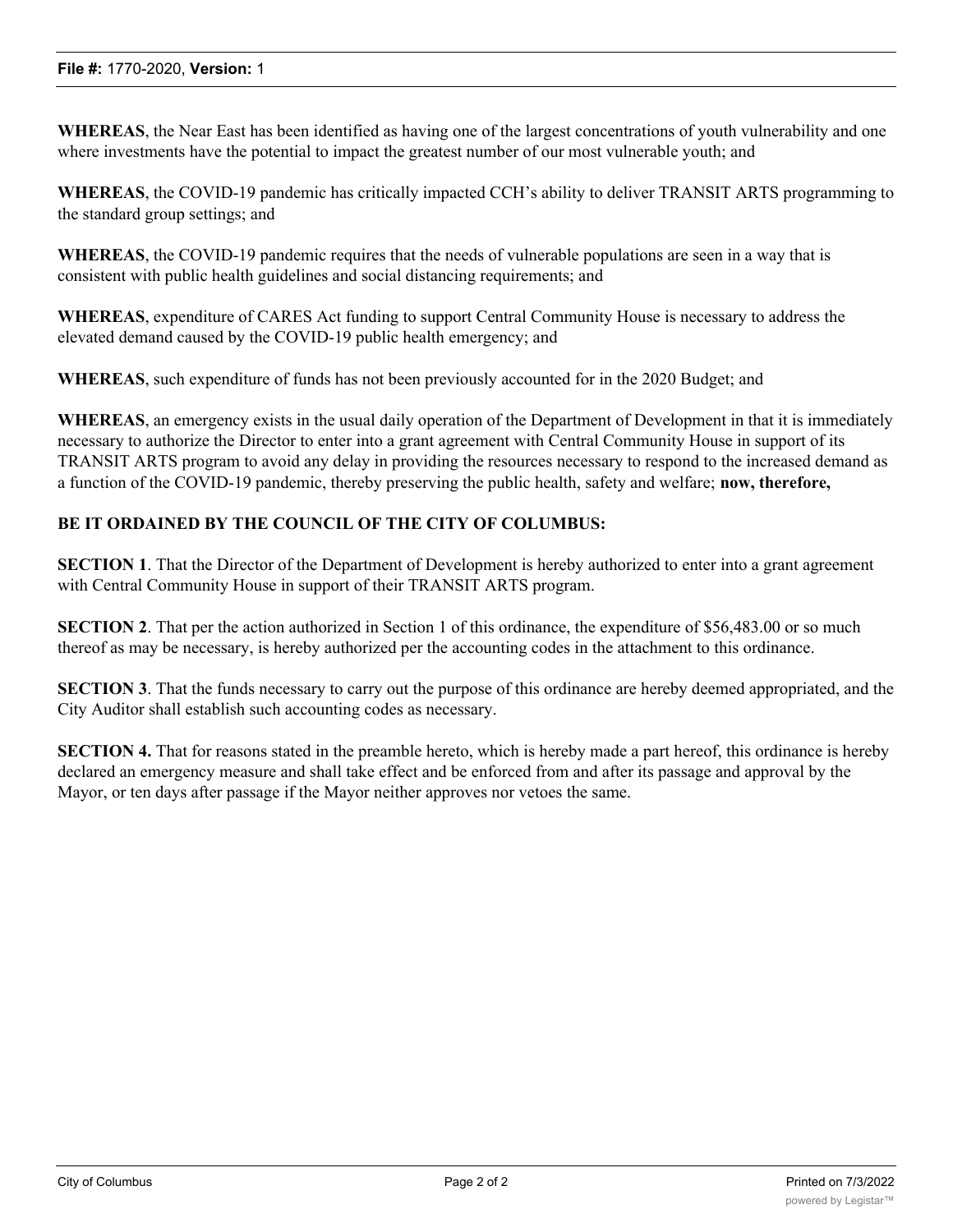**WHEREAS**, the Near East has been identified as having one of the largest concentrations of youth vulnerability and one where investments have the potential to impact the greatest number of our most vulnerable youth; and

**WHEREAS**, the COVID-19 pandemic has critically impacted CCH's ability to deliver TRANSIT ARTS programming to the standard group settings; and

**WHEREAS**, the COVID-19 pandemic requires that the needs of vulnerable populations are seen in a way that is consistent with public health guidelines and social distancing requirements; and

**WHEREAS**, expenditure of CARES Act funding to support Central Community House is necessary to address the elevated demand caused by the COVID-19 public health emergency; and

**WHEREAS**, such expenditure of funds has not been previously accounted for in the 2020 Budget; and

**WHEREAS**, an emergency exists in the usual daily operation of the Department of Development in that it is immediately necessary to authorize the Director to enter into a grant agreement with Central Community House in support of its TRANSIT ARTS program to avoid any delay in providing the resources necessary to respond to the increased demand as a function of the COVID-19 pandemic, thereby preserving the public health, safety and welfare; **now, therefore,**

**BE IT ORDAINED BY THE COUNCIL OF THE CITY OF COLUMBUS:**

**SECTION 1**. That the Director of the Department of Development is hereby authorized to enter into a grant agreement with Central Community House in support of their TRANSIT ARTS program.

**SECTION 2**. That per the action authorized in Section 1 of this ordinance, the expenditure of $56,483.00 or so much thereof as may be necessary, is hereby authorized per the accounting codes in the attachment to this ordinance.

**SECTION 3**. That the funds necessary to carry out the purpose of this ordinance are hereby deemed appropriated, and the City Auditor shall establish such accounting codes as necessary.

**SECTION 4.** That for reasons stated in the preamble hereto, which is hereby made a part hereof, this ordinance is hereby declared an emergency measure and shall take effect and be enforced from and after its passage and approval by the Mayor, or ten days after passage if the Mayor neither approves nor vetoes the same.